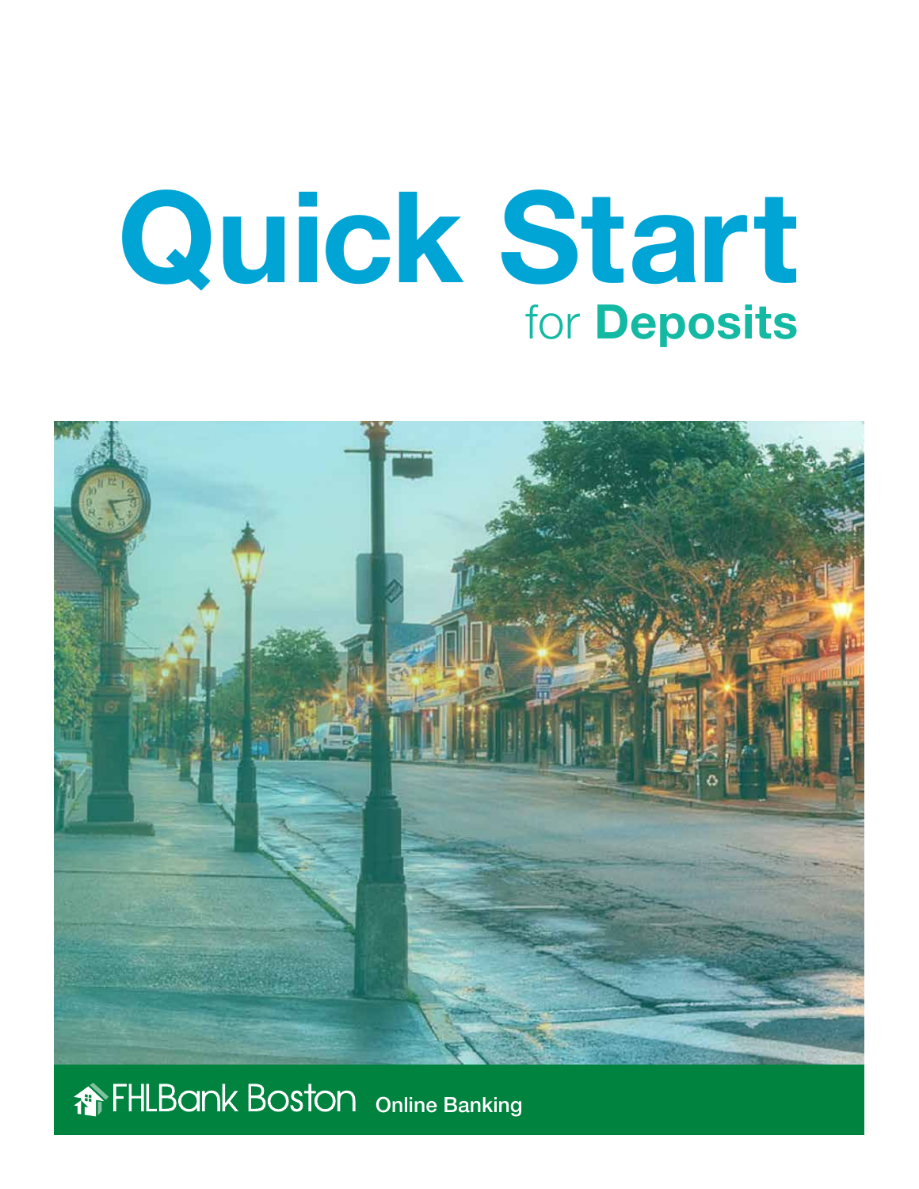# Quick Start

## for **Deposits**

FHLBank Boston **Online Banking**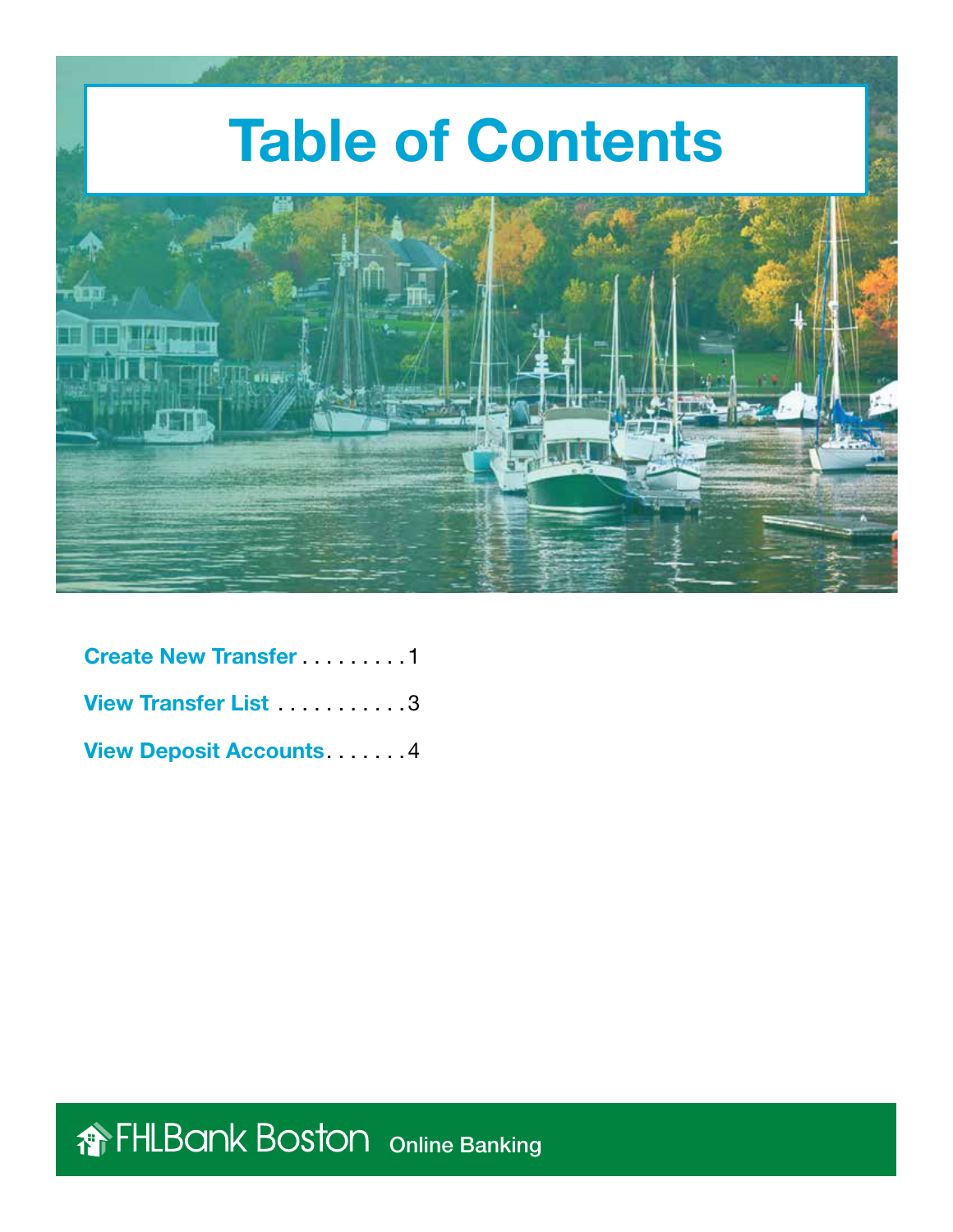# Table of Contents

Create New Transfer . . . . . . . . . 1

View Transfer List . . . . . . . . . . . 3

View Deposit Accounts. . . . . . . 4

FHLBank Boston Online Banking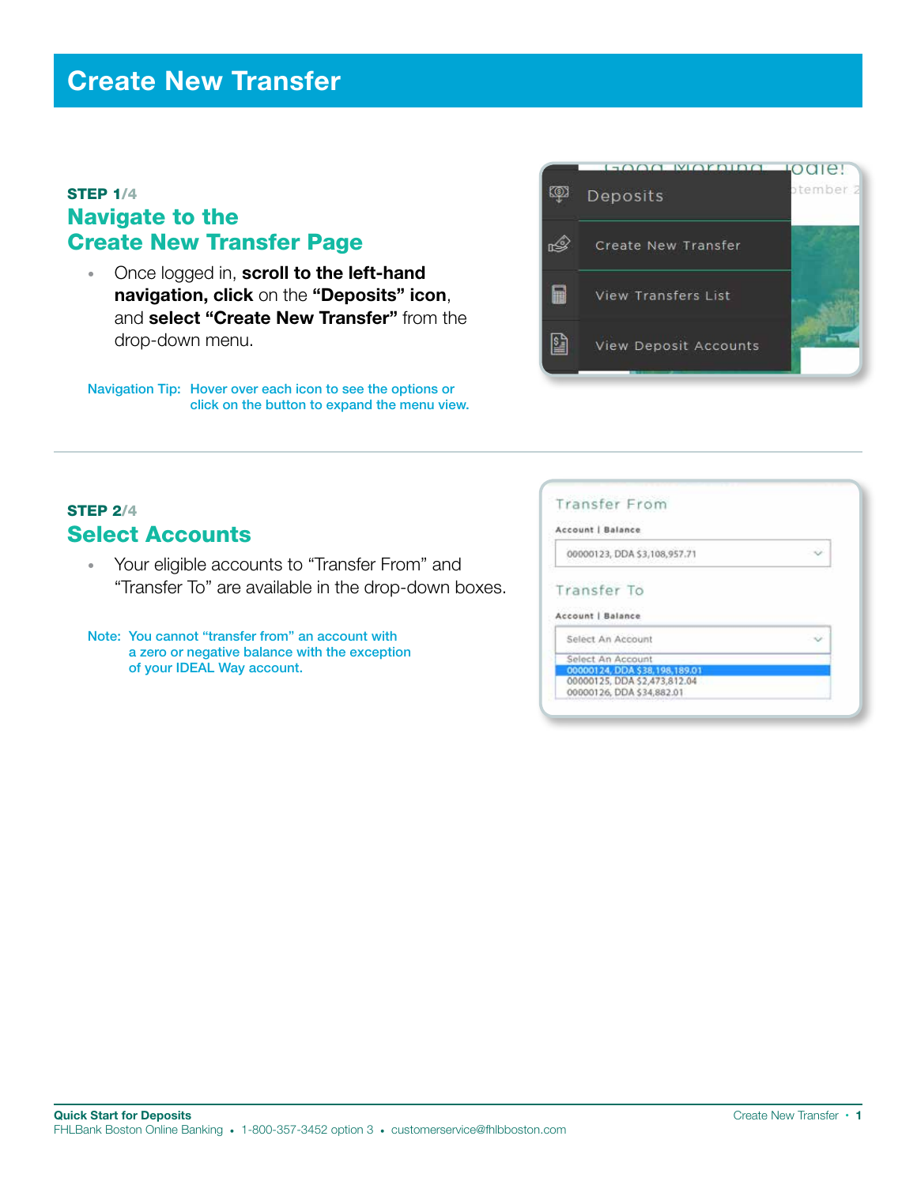# Create New Transfer

**STEP 1/4**

## Navigate to the Create New Transfer Page

- Once logged in, **scroll to the left-hand navigation, click** on the **"Deposits" icon**, and **select "Create New Transfer"** from the drop-down menu.

Navigation Tip: Hover over each icon to see the options or click on the button to expand the menu view.

**STEP 2/4**

## Select Accounts

- Your eligible accounts to "Transfer From" and "Transfer To" are available in the drop-down boxes.

Note: You cannot "transfer from" an account with a zero or negative balance with the exception of your IDEAL Way account.

**Quick Start for Deposits**
FHLBank Boston Online Banking • 1-800-357-3452 option 3 • customerservice@fhlbboston.com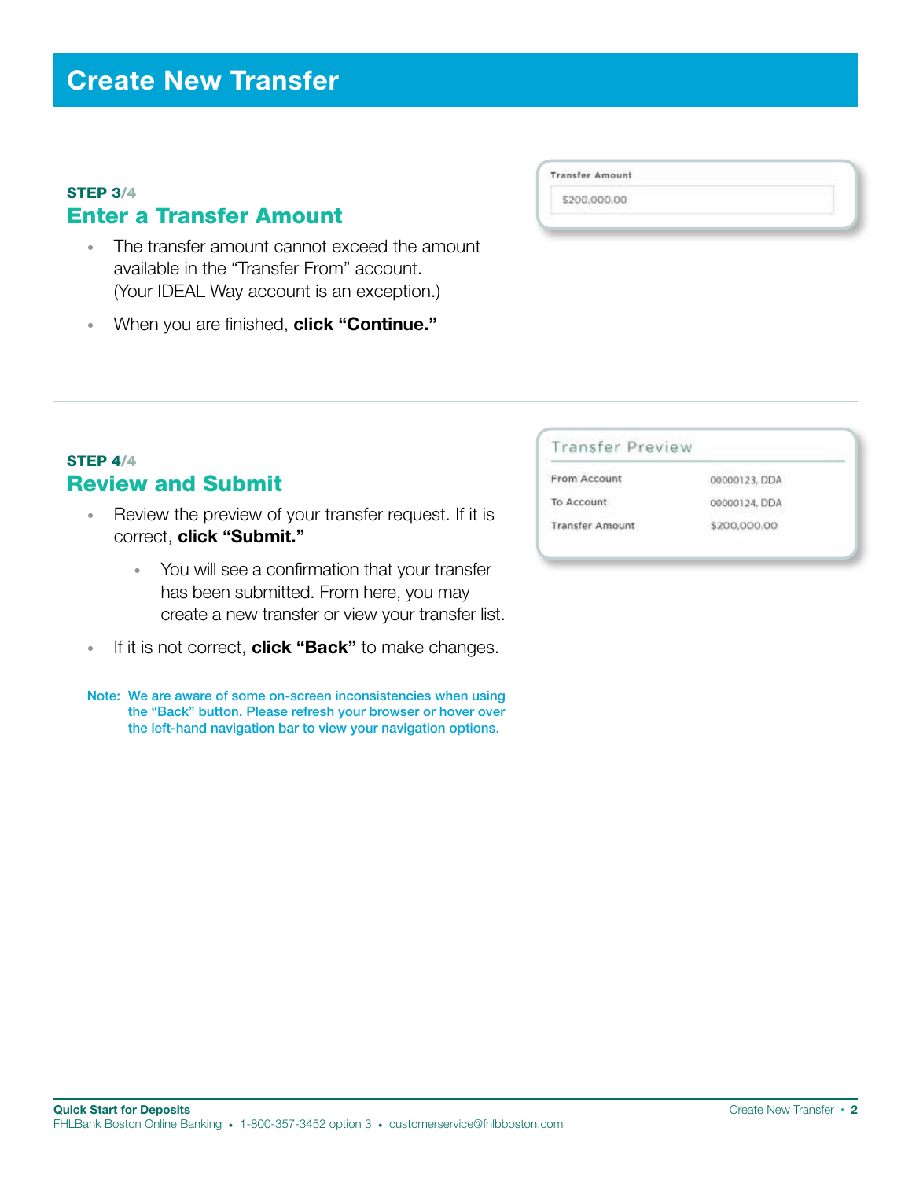# Create New Transfer

**STEP 3/4**

## Enter a Transfer Amount

- The transfer amount cannot exceed the amount available in the "Transfer From" account. (Your IDEAL Way account is an exception.)
- When you are finished, **click "Continue."**

Transfer Amount

$200,000.00

**STEP 4/4**

## Review and Submit

- Review the preview of your transfer request. If it is correct, **click "Submit."**
  - You will see a confirmation that your transfer has been submitted. From here, you may create a new transfer or view your transfer list.
- If it is not correct, **click "Back"** to make changes.

**Note: We are aware of some on-screen inconsistencies when using the "Back" button. Please refresh your browser or hover over the left-hand navigation bar to view your navigation options.**

Transfer Preview

| | |
|---|---|
| From Account | 00000123, DDA |
| To Account | 00000124, DDA |
| Transfer Amount | $200,000.00 |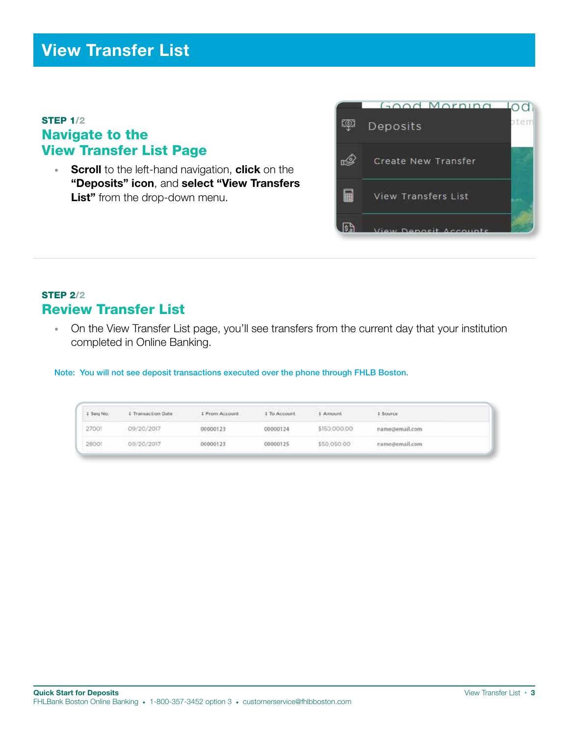# View Transfer List

**STEP 1/2**

## Navigate to the View Transfer Page

- **Scroll** to the left-hand navigation, **click** on the **"Deposits" icon**, and **select "View Transfers List"** from the drop-down menu.

**STEP 2/2**

## Review Transfer List

- On the View Transfer List page, you'll see transfers from the current day that your institution completed in Online Banking.

Note: You will not see deposit transactions executed over the phone through FHLB Boston.

| Seq No. | Transaction Date | From Account | To Account | Amount | Source |
|---|---|---|---|---|---|
| 27001 | 09/20/2017 | 00000123 | 00000124 | $150,000.00 | name@email.com |
| 28001 | 09/20/2017 | 00000123 | 00000125 | $50,050.00 | name@email.com |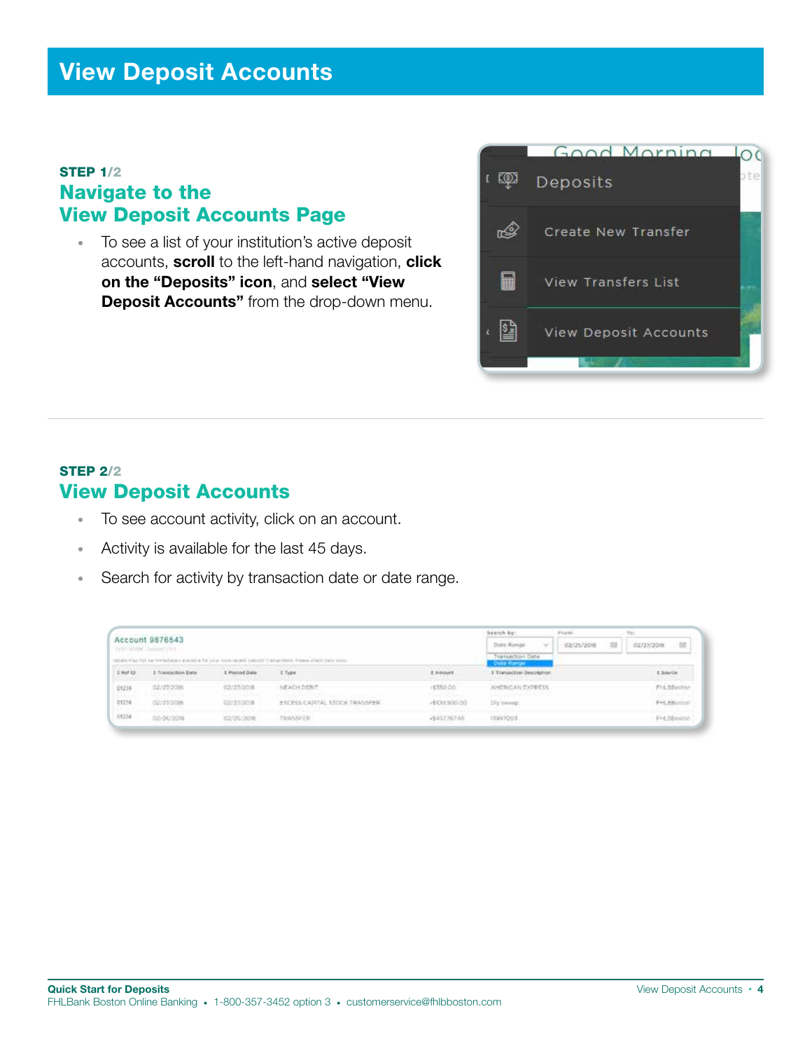# View Deposit Accounts

**STEP 1/2**

## Navigate to the View Deposit Accounts Page

- To see a list of your institution's active deposit accounts, **scroll** to the left-hand navigation, **click on the "Deposits" icon**, and **select "View Deposit Accounts"** from the drop-down menu.

**STEP 2/2**

## View Deposit Accounts

- To see account activity, click on an account.
- Activity is available for the last 45 days.
- Search for activity by transaction date or date range.